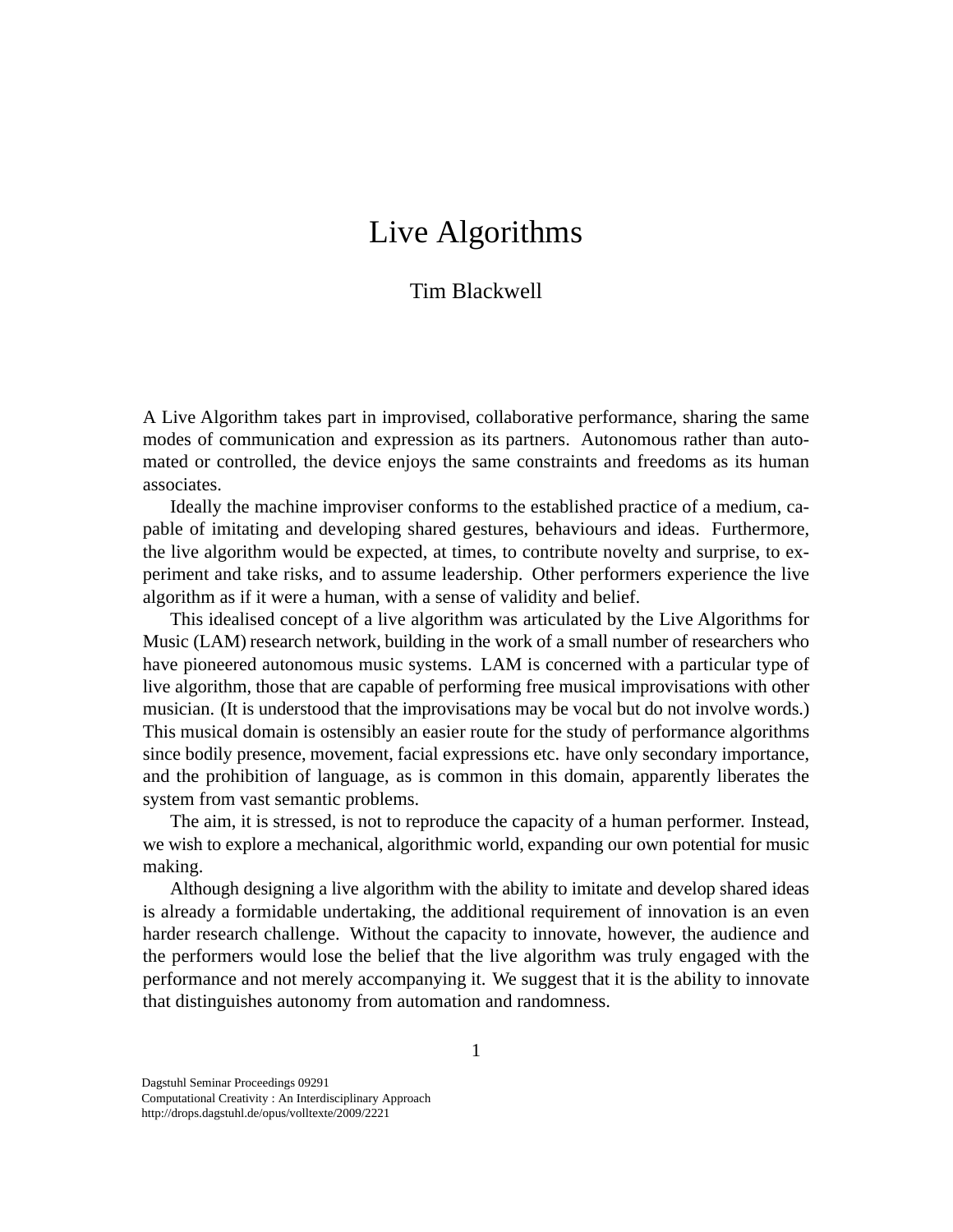# Live Algorithms

Tim Blackwell

A Live Algorithm takes part in improvised, collaborative performance, sharing the same modes of communication and expression as its partners. Autonomous rather than automated or controlled, the device enjoys the same constraints and freedoms as its human associates.

Ideally the machine improviser conforms to the established practice of a medium, capable of imitating and developing shared gestures, behaviours and ideas. Furthermore, the live algorithm would be expected, at times, to contribute novelty and surprise, to experiment and take risks, and to assume leadership. Other performers experience the live algorithm as if it were a human, with a sense of validity and belief.

This idealised concept of a live algorithm was articulated by the Live Algorithms for Music (LAM) research network, building in the work of a small number of researchers who have pioneered autonomous music systems. LAM is concerned with a particular type of live algorithm, those that are capable of performing free musical improvisations with other musician. (It is understood that the improvisations may be vocal but do not involve words.) This musical domain is ostensibly an easier route for the study of performance algorithms since bodily presence, movement, facial expressions etc. have only secondary importance, and the prohibition of language, as is common in this domain, apparently liberates the system from vast semantic problems.

The aim, it is stressed, is not to reproduce the capacity of a human performer. Instead, we wish to explore a mechanical, algorithmic world, expanding our own potential for music making.

Although designing a live algorithm with the ability to imitate and develop shared ideas is already a formidable undertaking, the additional requirement of innovation is an even harder research challenge. Without the capacity to innovate, however, the audience and the performers would lose the belief that the live algorithm was truly engaged with the performance and not merely accompanying it. We suggest that it is the ability to innovate that distinguishes autonomy from automation and randomness.

Dagstuhl Seminar Proceedings 09291
Computational Creativity : An Interdisciplinary Approach
http://drops.dagstuhl.de/opus/volltexte/2009/2221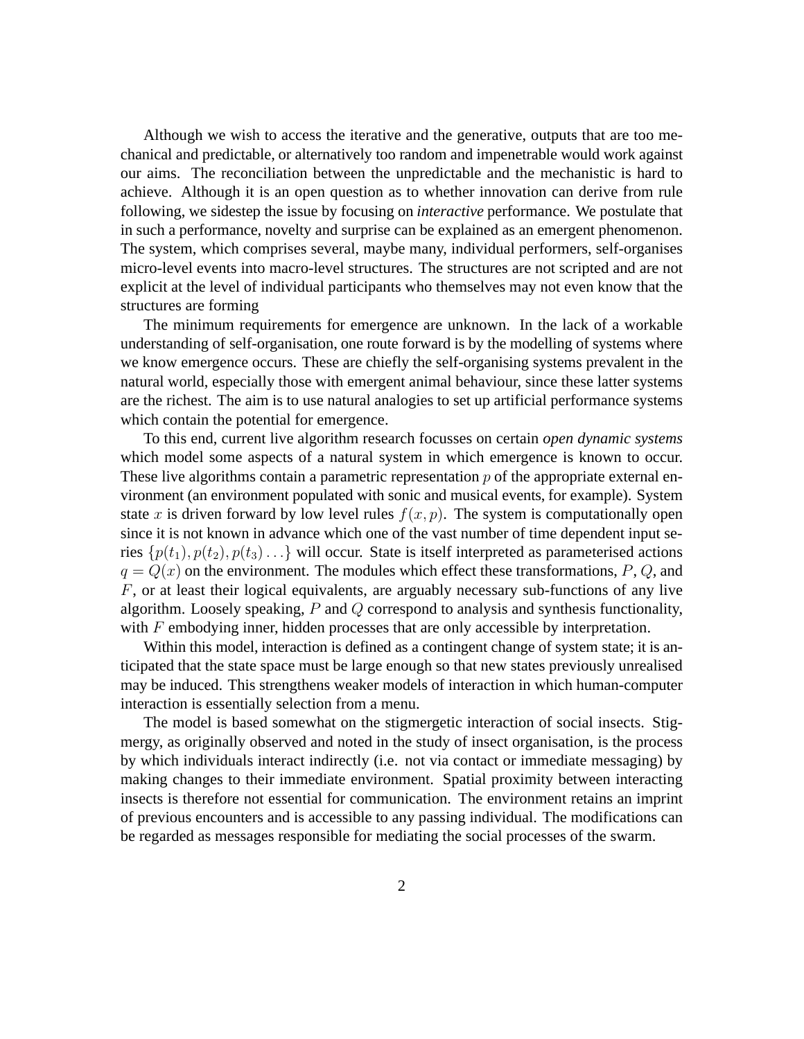Although we wish to access the iterative and the generative, outputs that are too mechanical and predictable, or alternatively too random and impenetrable would work against our aims. The reconciliation between the unpredictable and the mechanistic is hard to achieve. Although it is an open question as to whether innovation can derive from rule following, we sidestep the issue by focusing on *interactive* performance. We postulate that in such a performance, novelty and surprise can be explained as an emergent phenomenon. The system, which comprises several, maybe many, individual performers, self-organises micro-level events into macro-level structures. The structures are not scripted and are not explicit at the level of individual participants who themselves may not even know that the structures are forming

The minimum requirements for emergence are unknown. In the lack of a workable understanding of self-organisation, one route forward is by the modelling of systems where we know emergence occurs. These are chiefly the self-organising systems prevalent in the natural world, especially those with emergent animal behaviour, since these latter systems are the richest. The aim is to use natural analogies to set up artificial performance systems which contain the potential for emergence.

To this end, current live algorithm research focusses on certain *open dynamic systems* which model some aspects of a natural system in which emergence is known to occur. These live algorithms contain a parametric representation $p$ of the appropriate external environment (an environment populated with sonic and musical events, for example). System state $x$ is driven forward by low level rules $f(x, p)$. The system is computationally open since it is not known in advance which one of the vast number of time dependent input series $\{p(t_1), p(t_2), p(t_3) \ldots\}$ will occur. State is itself interpreted as parameterised actions $q = Q(x)$ on the environment. The modules which effect these transformations, $P$, $Q$, and $F$, or at least their logical equivalents, are arguably necessary sub-functions of any live algorithm. Loosely speaking, $P$ and $Q$ correspond to analysis and synthesis functionality, with $F$ embodying inner, hidden processes that are only accessible by interpretation.

Within this model, interaction is defined as a contingent change of system state; it is anticipated that the state space must be large enough so that new states previously unrealised may be induced. This strengthens weaker models of interaction in which human-computer interaction is essentially selection from a menu.

The model is based somewhat on the stigmergetic interaction of social insects. Stigmergy, as originally observed and noted in the study of insect organisation, is the process by which individuals interact indirectly (i.e. not via contact or immediate messaging) by making changes to their immediate environment. Spatial proximity between interacting insects is therefore not essential for communication. The environment retains an imprint of previous encounters and is accessible to any passing individual. The modifications can be regarded as messages responsible for mediating the social processes of the swarm.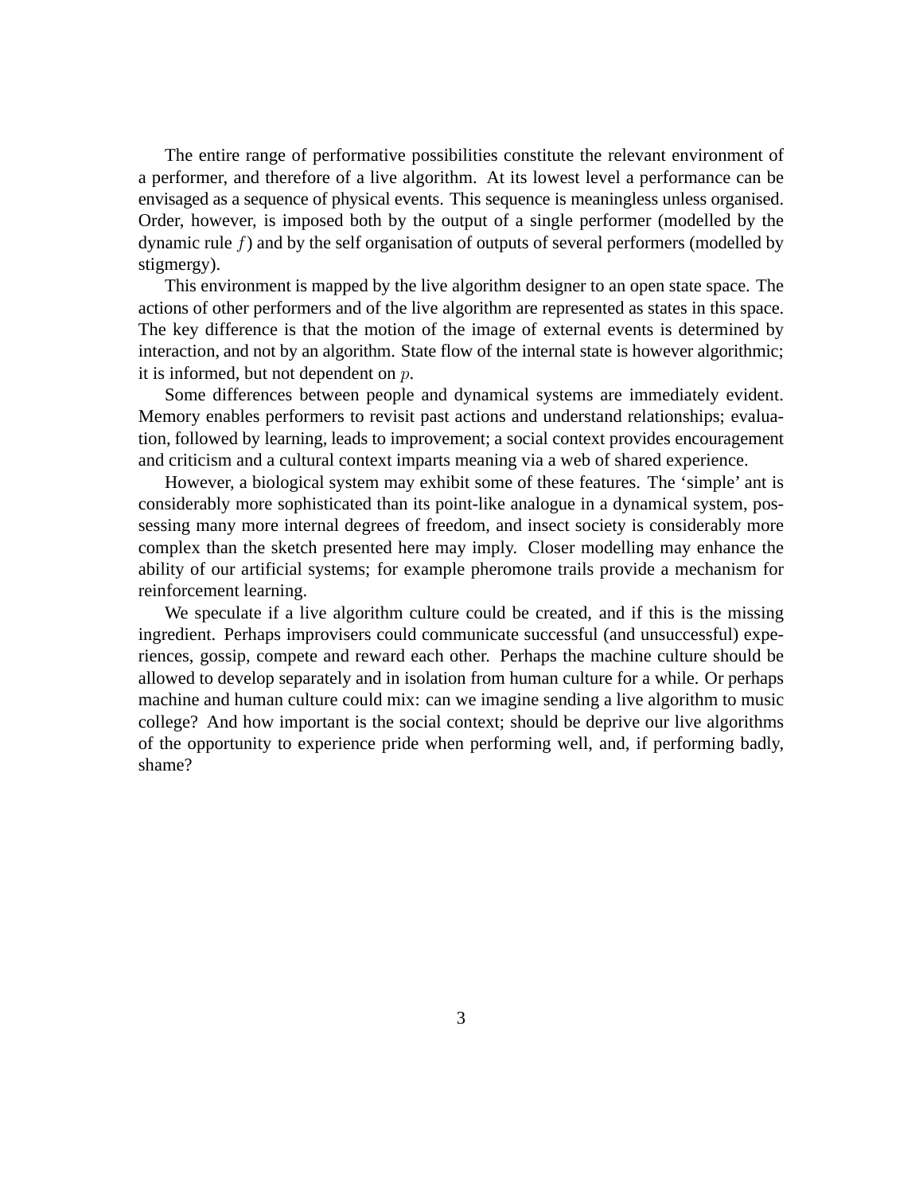The entire range of performative possibilities constitute the relevant environment of a performer, and therefore of a live algorithm. At its lowest level a performance can be envisaged as a sequence of physical events. This sequence is meaningless unless organised. Order, however, is imposed both by the output of a single performer (modelled by the dynamic rule $f$) and by the self organisation of outputs of several performers (modelled by stigmergy).

This environment is mapped by the live algorithm designer to an open state space. The actions of other performers and of the live algorithm are represented as states in this space. The key difference is that the motion of the image of external events is determined by interaction, and not by an algorithm. State flow of the internal state is however algorithmic; it is informed, but not dependent on $p$.

Some differences between people and dynamical systems are immediately evident. Memory enables performers to revisit past actions and understand relationships; evaluation, followed by learning, leads to improvement; a social context provides encouragement and criticism and a cultural context imparts meaning via a web of shared experience.

However, a biological system may exhibit some of these features. The 'simple' ant is considerably more sophisticated than its point-like analogue in a dynamical system, possessing many more internal degrees of freedom, and insect society is considerably more complex than the sketch presented here may imply. Closer modelling may enhance the ability of our artificial systems; for example pheromone trails provide a mechanism for reinforcement learning.

We speculate if a live algorithm culture could be created, and if this is the missing ingredient. Perhaps improvisers could communicate successful (and unsuccessful) experiences, gossip, compete and reward each other. Perhaps the machine culture should be allowed to develop separately and in isolation from human culture for a while. Or perhaps machine and human culture could mix: can we imagine sending a live algorithm to music college? And how important is the social context; should be deprive our live algorithms of the opportunity to experience pride when performing well, and, if performing badly, shame?